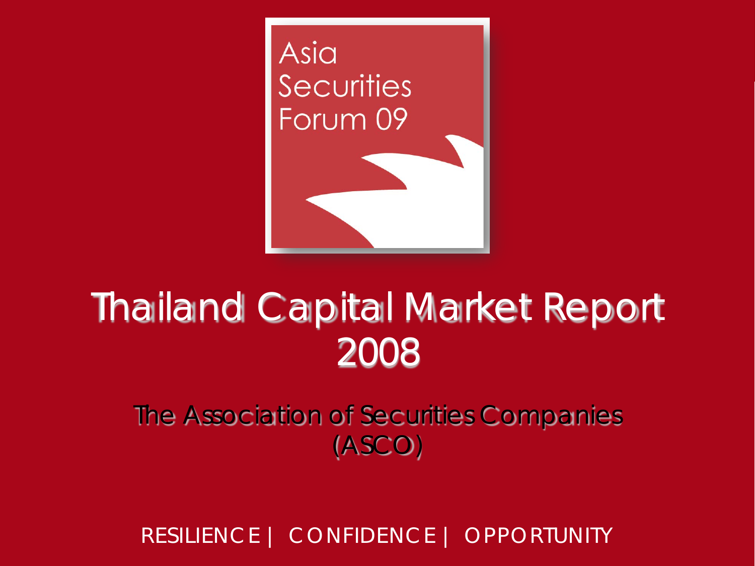Asia Securities Forum 09

# Thailand Capital Market Report 2008

## The Association of Securities Companies (ASCO)

RESILIENCE | CONFIDENCE | OPPORTUNITY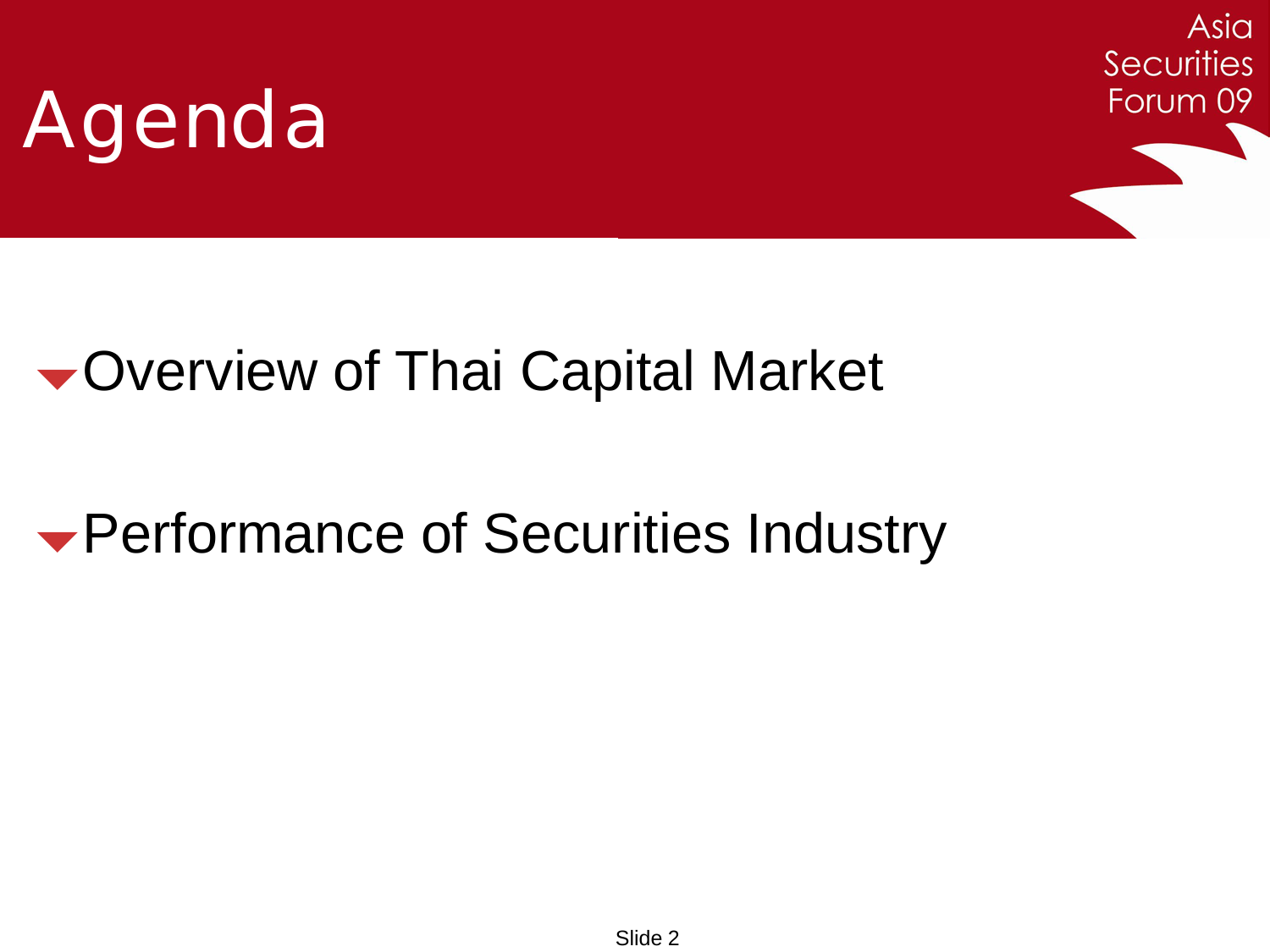# Agenda

- Overview of Thai Capital Market
- Performance of Securities Industry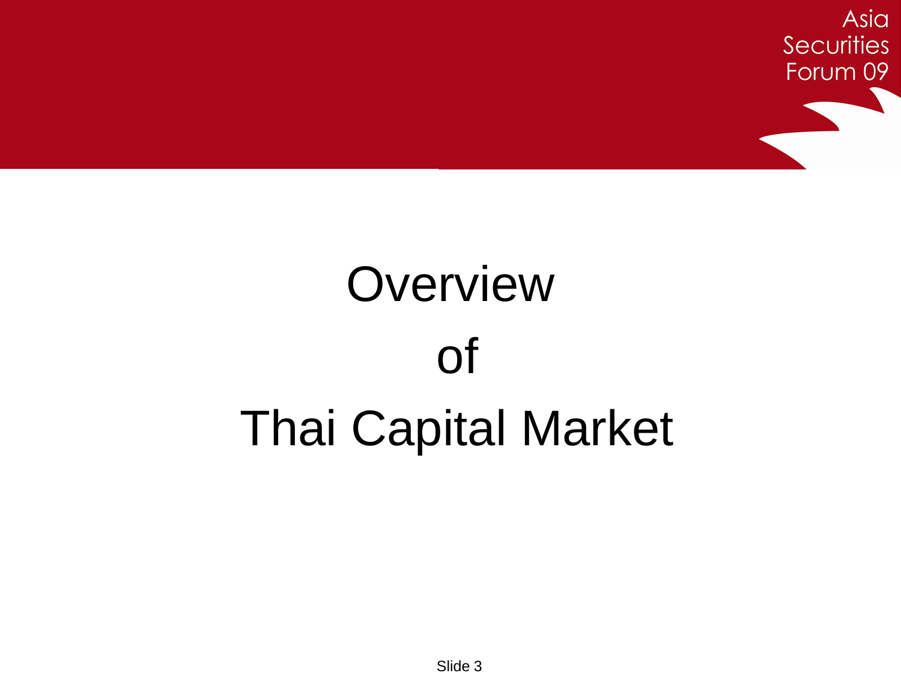# Overview of Thai Capital Market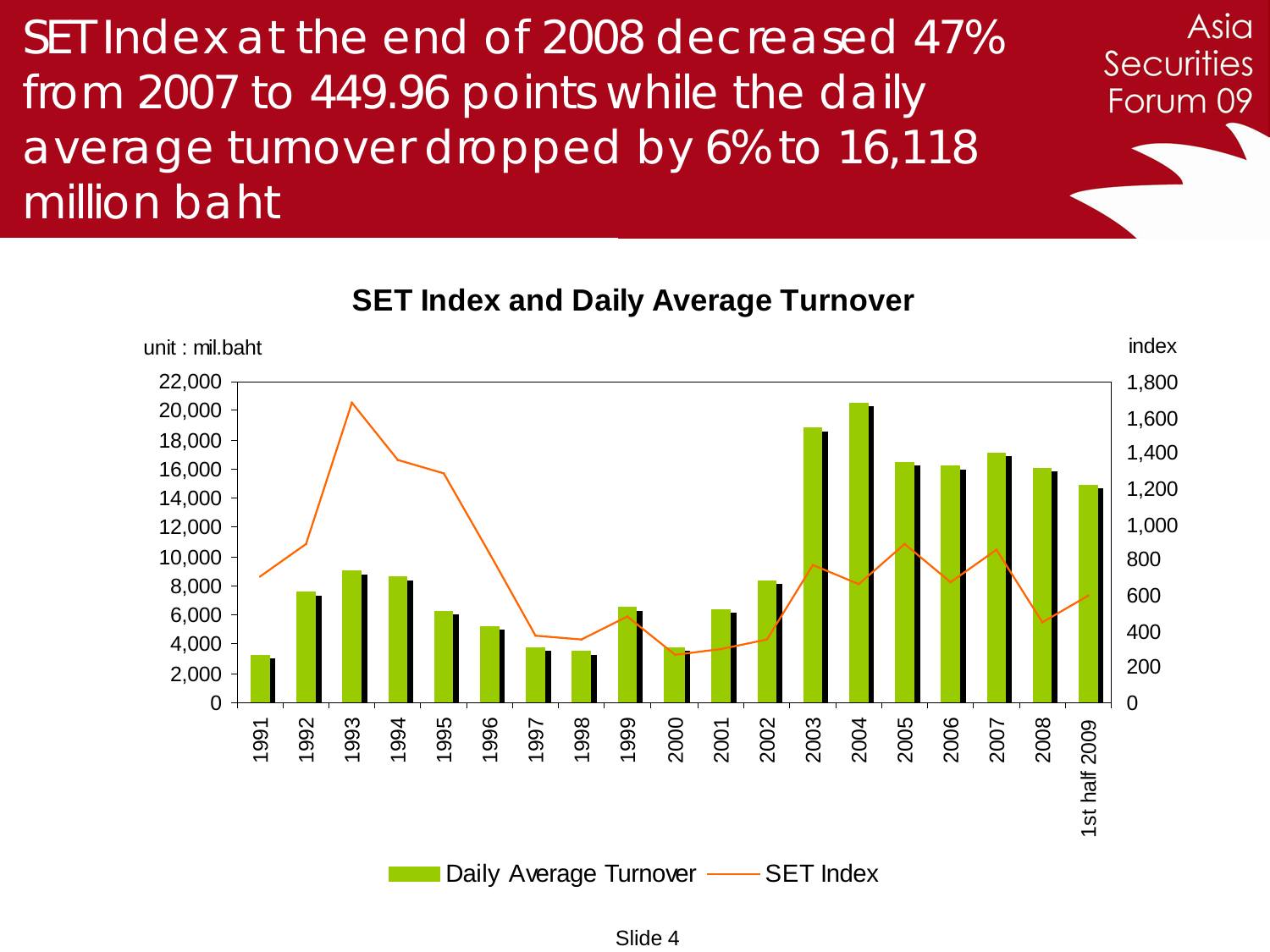# SET Index at the end of 2008 decreased 47% from 2007 to 449.96 points while the daily average turnover dropped by 6% to 16,118 million baht

**SET Index and Daily Average Turnover**

unit : mil.baht

index

Daily Average Turnover — SET Index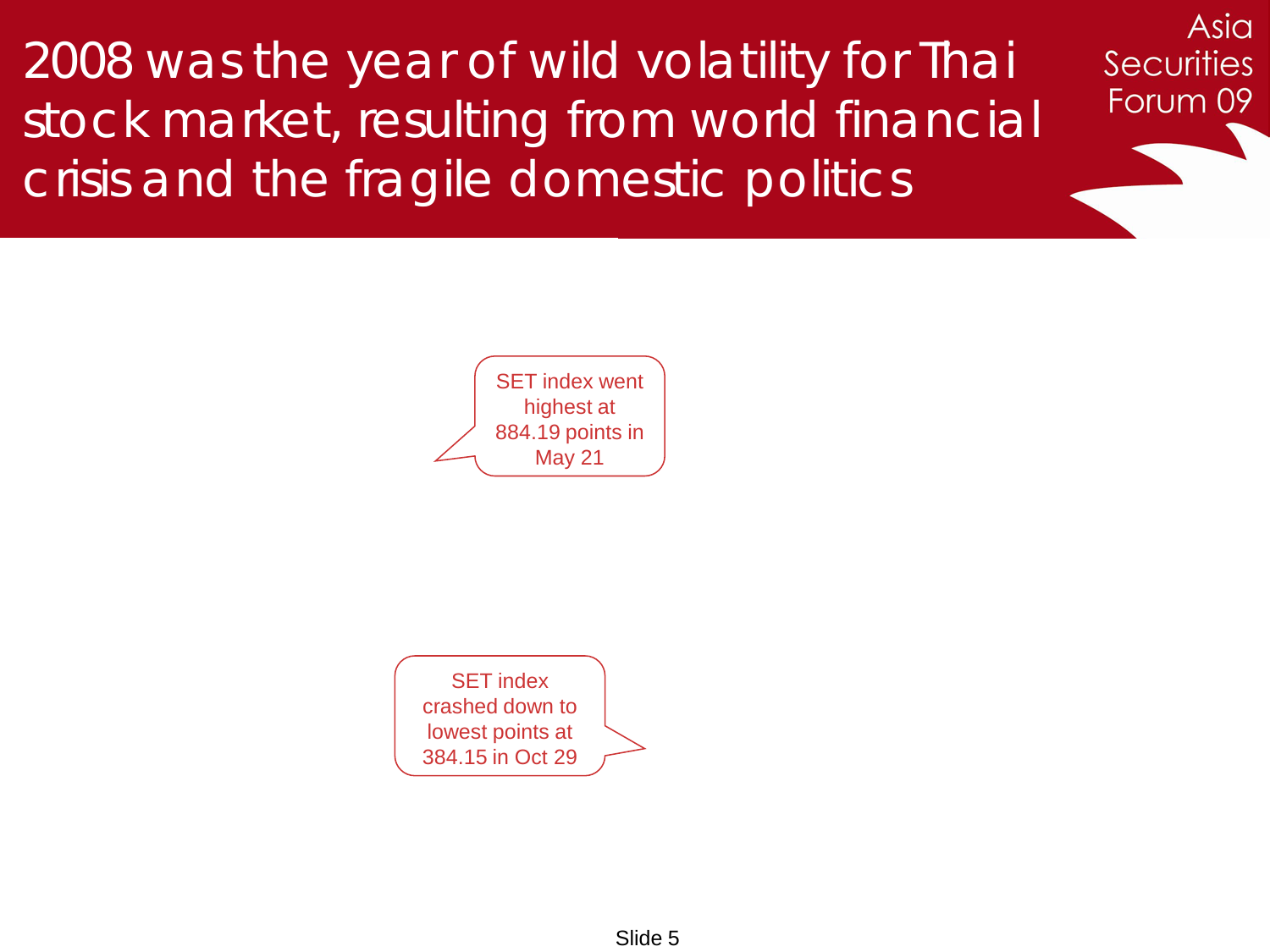# 2008 was the year of wild volatility for Thai stock market, resulting from world financial crisis and the fragile domestic politics

SET index went highest at 884.19 points in May 21

SET index crashed down to lowest points at 384.15 in Oct 29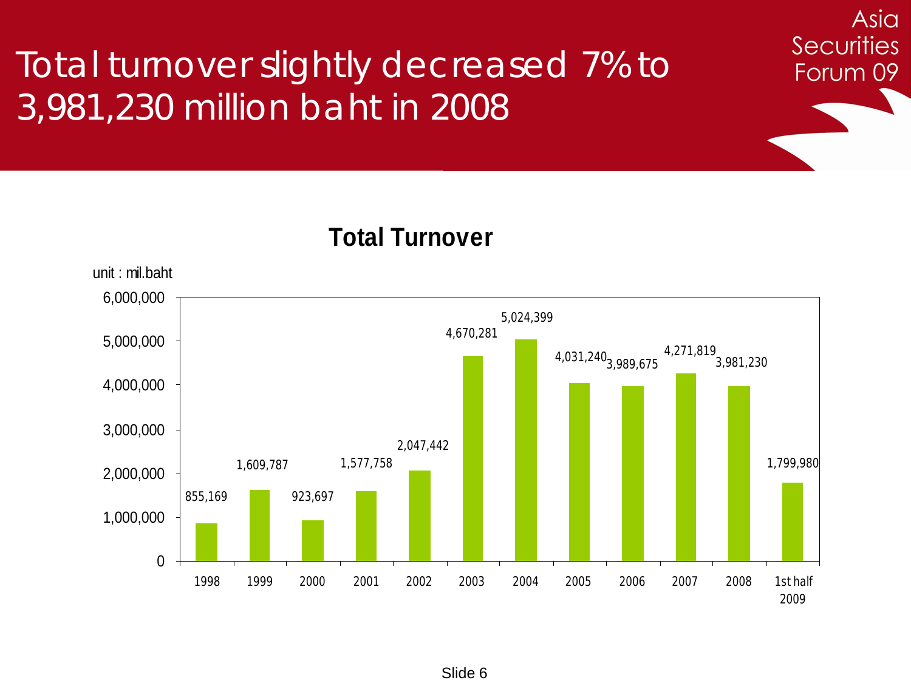# Total turnover slightly decreased 7% to 3,981,230 million baht in 2008

## Total Turnover

unit : mil.baht

| Year | Total Turnover |
|---|---|
| 1998 | 855,169 |
| 1999 | 1,609,787 |
| 2000 | 923,697 |
| 2001 | 1,577,758 |
| 2002 | 2,047,442 |
| 2003 | 4,670,281 |
| 2004 | 5,024,399 |
| 2005 | 4,031,240 |
| 2006 | 3,989,675 |
| 2007 | 4,271,819 |
| 2008 | 3,981,230 |
| 1st half 2009 | 1,799,980 |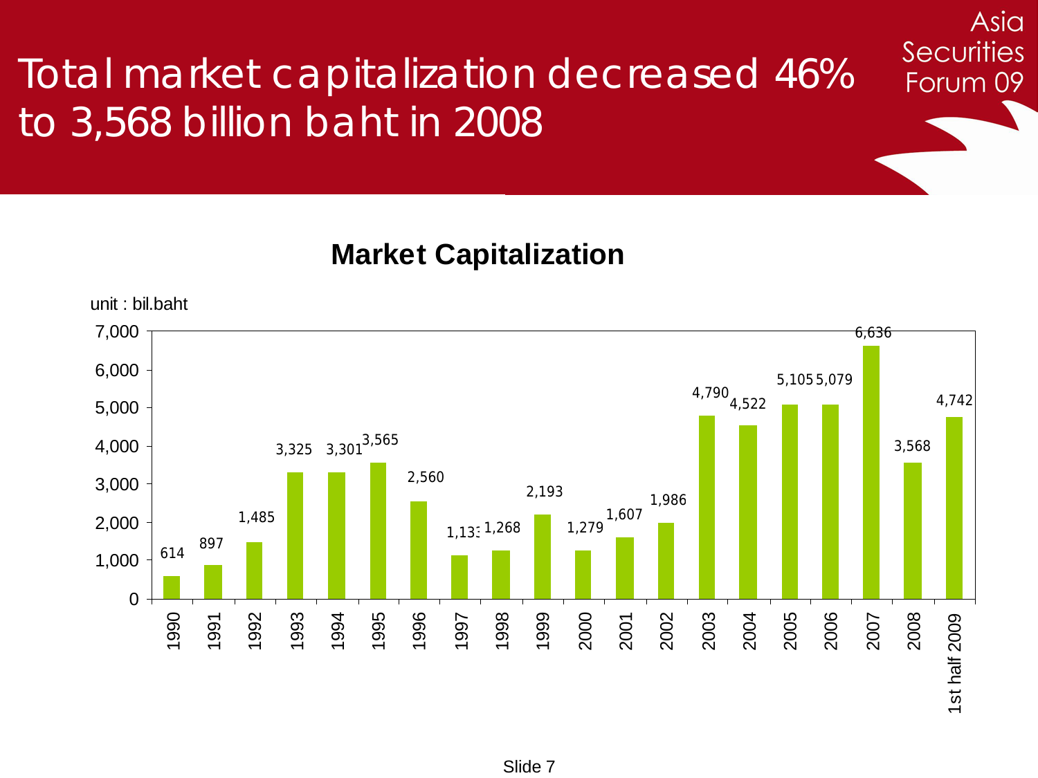# Total market capitalization decreased 46% to 3,568 billion baht in 2008

## Market Capitalization

unit : bil.baht

| Year | Market Capitalization |
|---|---|
| 1990 | 614 |
| 1991 | 897 |
| 1992 | 1,485 |
| 1993 | 3,325 |
| 1994 | 3,301 |
| 1995 | 3,565 |
| 1996 | 2,560 |
| 1997 | 1,133 |
| 1998 | 1,268 |
| 1999 | 2,193 |
| 2000 | 1,279 |
| 2001 | 1,607 |
| 2002 | 1,986 |
| 2003 | 4,790 |
| 2004 | 4,522 |
| 2005 | 5,105 |
| 2006 | 5,079 |
| 2007 | 6,636 |
| 2008 | 3,568 |
| 1st half 2009 | 4,742 |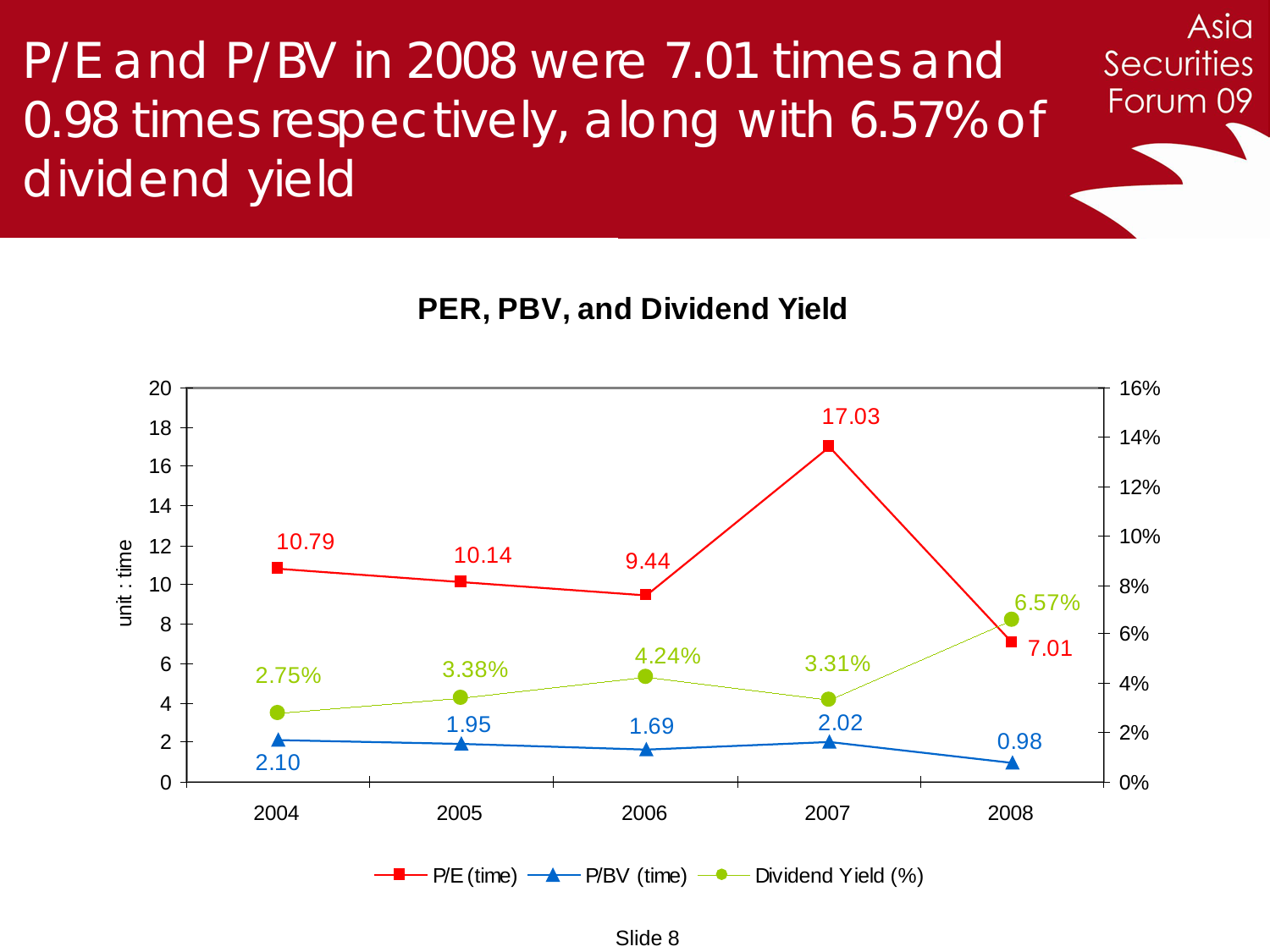# P/E and P/BV in 2008 were 7.01 times and 0.98 times respectively, along with 6.57% of dividend yield

Asia Securities Forum 09

**PER, PBV, and Dividend Yield**

unit : time

| | 2004 | 2005 | 2006 | 2007 | 2008 |
|---|---|---|---|---|---|
| P/E (time) | 10.79 | 10.14 | 9.44 | 17.03 | 7.01 |
| P/BV (time) | 2.10 | 1.95 | 1.69 | 2.02 | 0.98 |
| Dividend Yield (%) | 2.75% | 3.38% | 4.24% | 3.31% | 6.57% |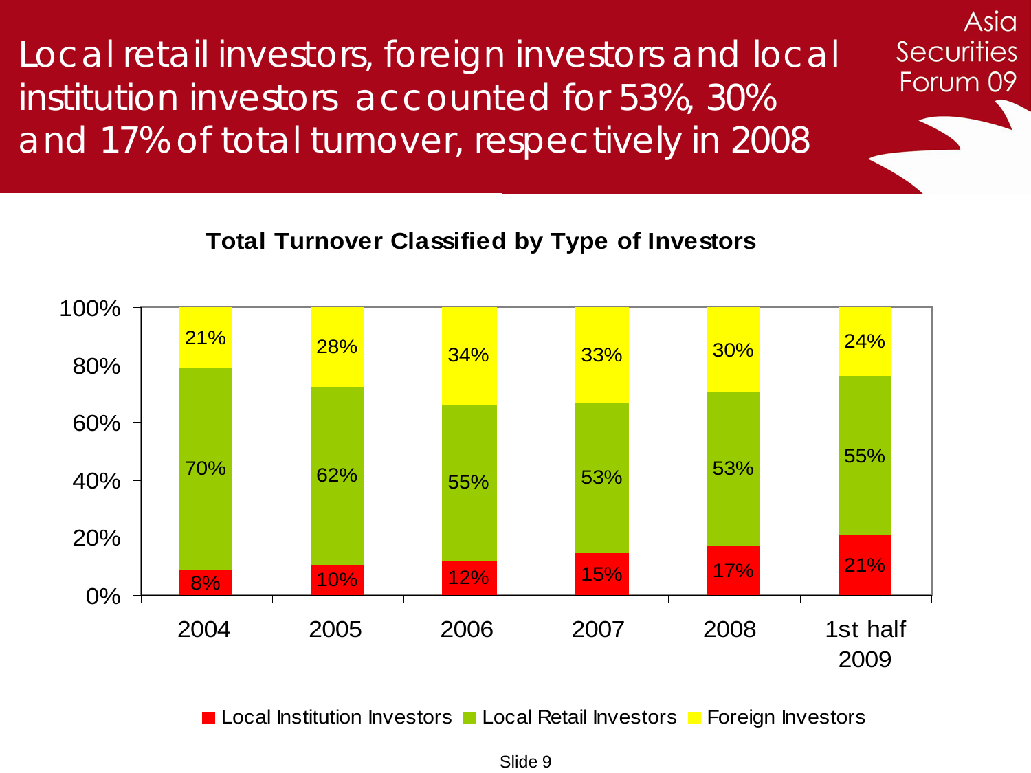# Local retail investors, foreign investors and local institution investors accounted for 53%, 30% and 17% of total turnover, respectively in 2008

**Total Turnover Classified by Type of Investors**

| | 2004 | 2005 | 2006 | 2007 | 2008 | 1st half 2009 |
|---|---|---|---|---|---|---|
| Local Institution Investors | 8% | 10% | 12% | 15% | 17% | 21% |
| Local Retail Investors | 70% | 62% | 55% | 53% | 53% | 55% |
| Foreign Investors | 21% | 28% | 34% | 33% | 30% | 24% |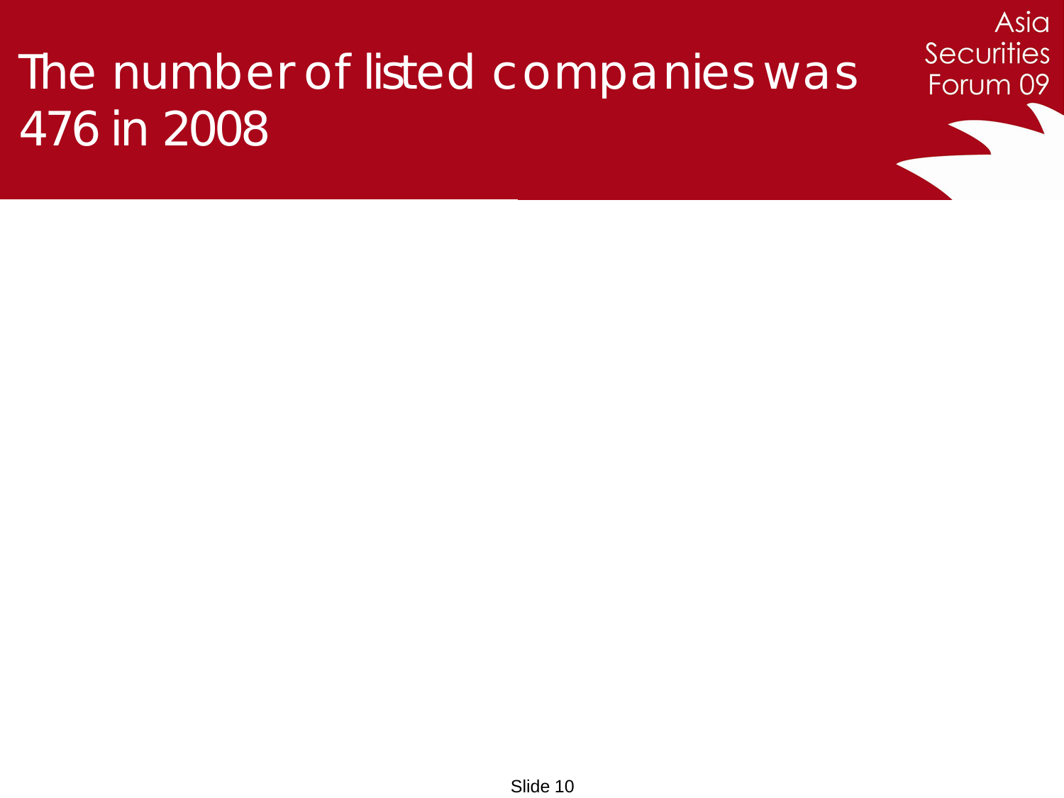# The number of listed companies was 476 in 2008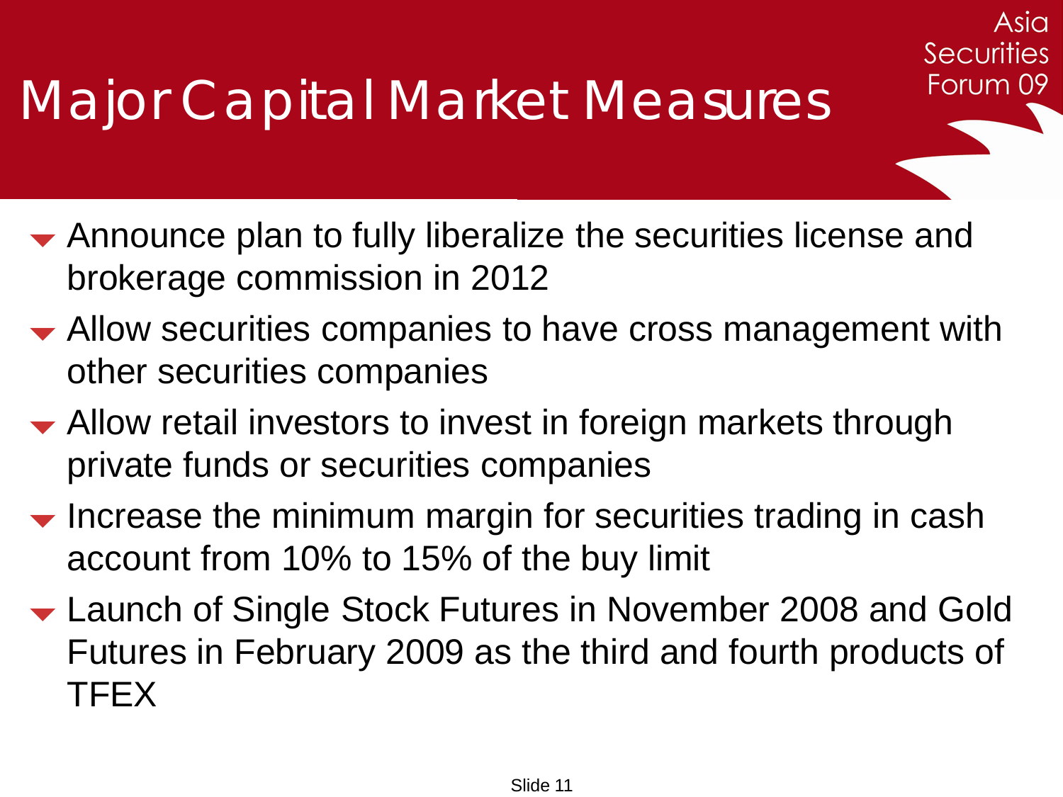# Major Capital Market Measures

- Announce plan to fully liberalize the securities license and brokerage commission in 2012
- Allow securities companies to have cross management with other securities companies
- Allow retail investors to invest in foreign markets through private funds or securities companies
- Increase the minimum margin for securities trading in cash account from 10% to 15% of the buy limit
- Launch of Single Stock Futures in November 2008 and Gold Futures in February 2009 as the third and fourth products of TFEX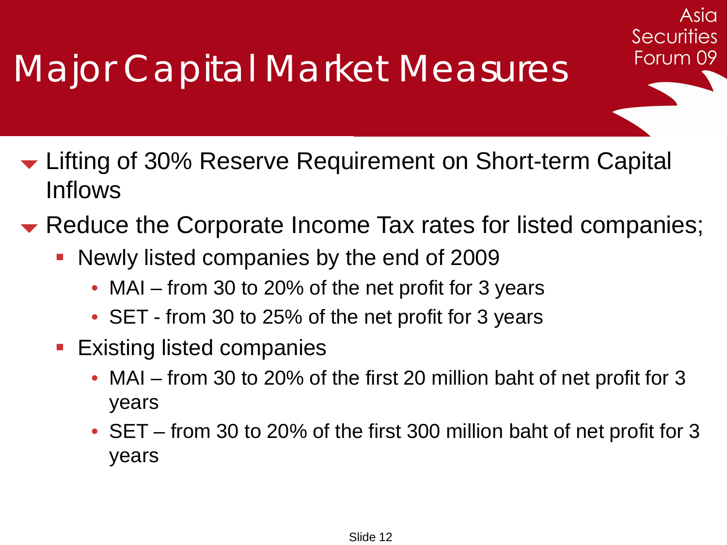# Major Capital Market Measures

- Lifting of 30% Reserve Requirement on Short-term Capital Inflows
- Reduce the Corporate Income Tax rates for listed companies;
  - Newly listed companies by the end of 2009
    - MAI – from 30 to 20% of the net profit for 3 years
    - SET - from 30 to 25% of the net profit for 3 years
  - Existing listed companies
    - MAI – from 30 to 20% of the first 20 million baht of net profit for 3 years
    - SET – from 30 to 20% of the first 300 million baht of net profit for 3 years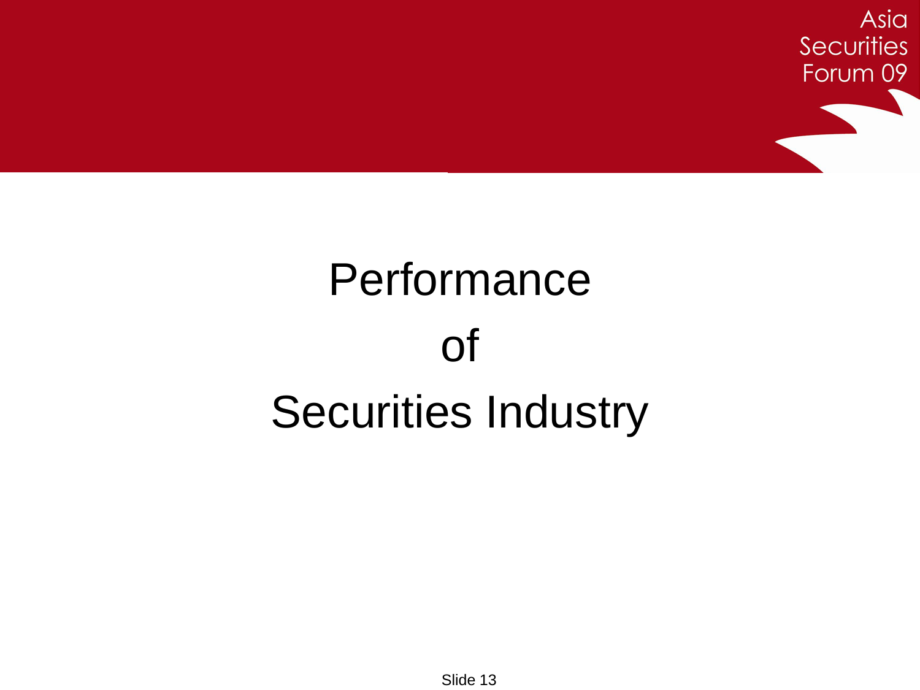# Performance of Securities Industry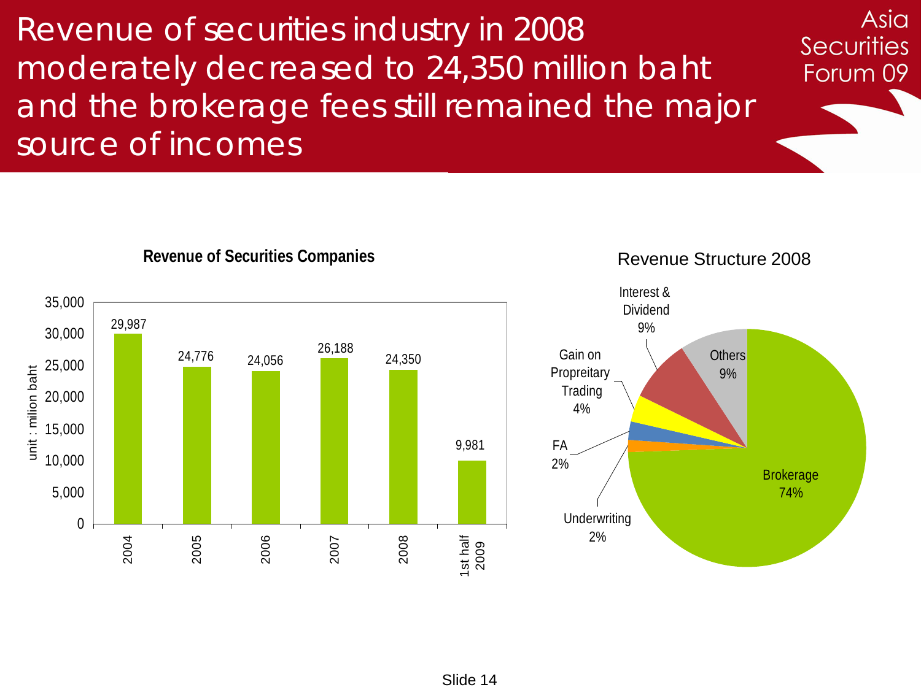# Revenue of securities industry in 2008 moderately decreased to 24,350 million baht and the brokerage fees still remained the major source of incomes

Asia Securities Forum 09

**Revenue of Securities Companies**

unit : milion baht

| Year | Revenue |
|---|---|
| 2004 | 29,987 |
| 2005 | 24,776 |
| 2006 | 24,056 |
| 2007 | 26,188 |
| 2008 | 24,350 |
| 1st half 2009 | 9,981 |

**Revenue Structure 2008**

| Source | Share |
|---|---|
| Brokerage | 74% |
| Underwriting | 2% |
| FA | 2% |
| Gain on Propreitary Trading | 4% |
| Interest & Dividend | 9% |
| Others | 9% |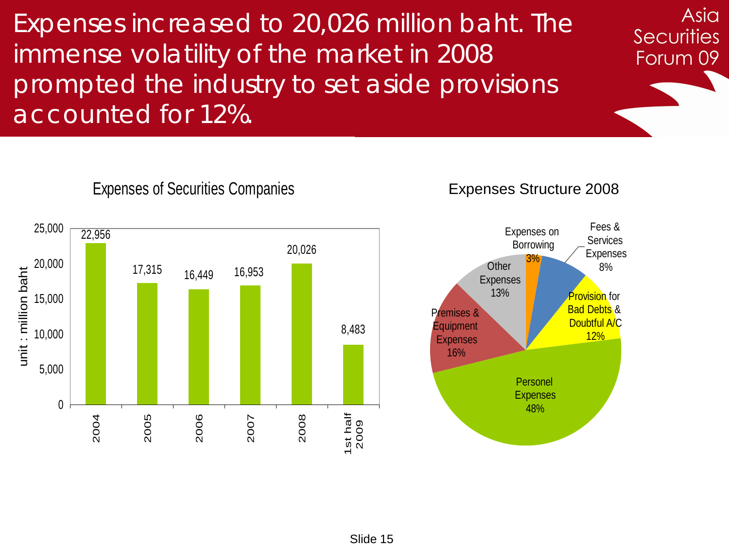# Expenses increased to 20,026 million baht. The immense volatility of the market in 2008 prompted the industry to set aside provisions accounted for 12%.

### Expenses of Securities Companies

unit : million baht

| Year | Expenses |
|---|---|
| 2004 | 22,956 |
| 2005 | 17,315 |
| 2006 | 16,449 |
| 2007 | 16,953 |
| 2008 | 20,026 |
| 1st half 2009 | 8,483 |

### Expenses Structure 2008

| Item | Share |
|---|---|
| Personel Expenses | 48% |
| Premises & Equipment Expenses | 16% |
| Other Expenses | 13% |
| Provision for Bad Debts & Doubtful A/C | 12% |
| Fees & Services Expenses | 8% |
| Expenses on Borrowing | 3% |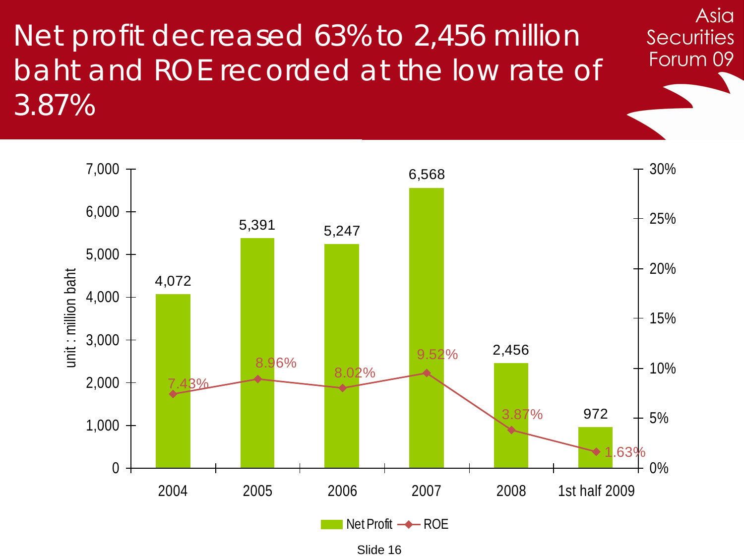# Net profit decreased 63% to 2,456 million baht and ROE recorded at the low rate of 3.87%

Asia Securities Forum 09

unit : million baht

| | 2004 | 2005 | 2006 | 2007 | 2008 | 1st half 2009 |
|---|---|---|---|---|---|---|
| Net Profit | 4,072 | 5,391 | 5,247 | 6,568 | 2,456 | 972 |
| ROE | 7.43% | 8.96% | 8.02% | 9.52% | 3.87% | 1.63% |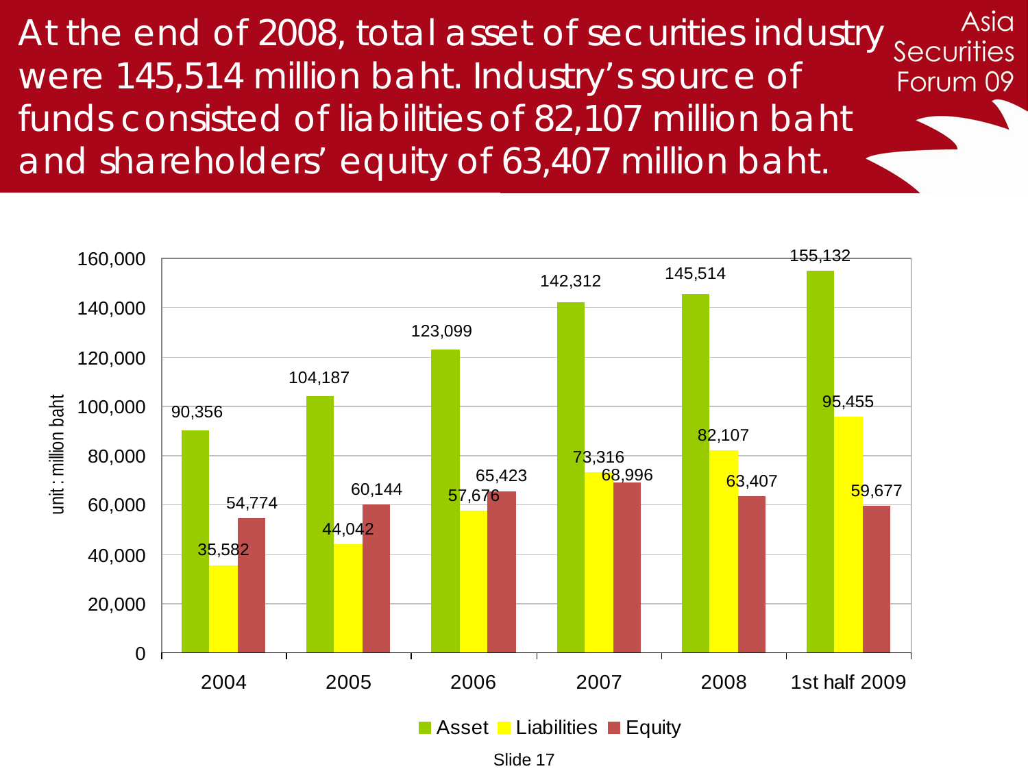# At the end of 2008, total asset of securities industry were 145,514 million baht. Industry's source of funds consisted of liabilities of 82,107 million baht and shareholders' equity of 63,407 million baht.

Asia Securities Forum 09

unit : million baht

| | Asset | Liabilities | Equity |
|---|---|---|---|
| 2004 | 90,356 | 35,582 | 54,774 |
| 2005 | 104,187 | 44,042 | 60,144 |
| 2006 | 123,099 | 57,676 | 65,423 |
| 2007 | 142,312 | 73,316 | 68,996 |
| 2008 | 145,514 | 82,107 | 63,407 |
| 1st half 2009 | 155,132 | 95,455 | 59,677 |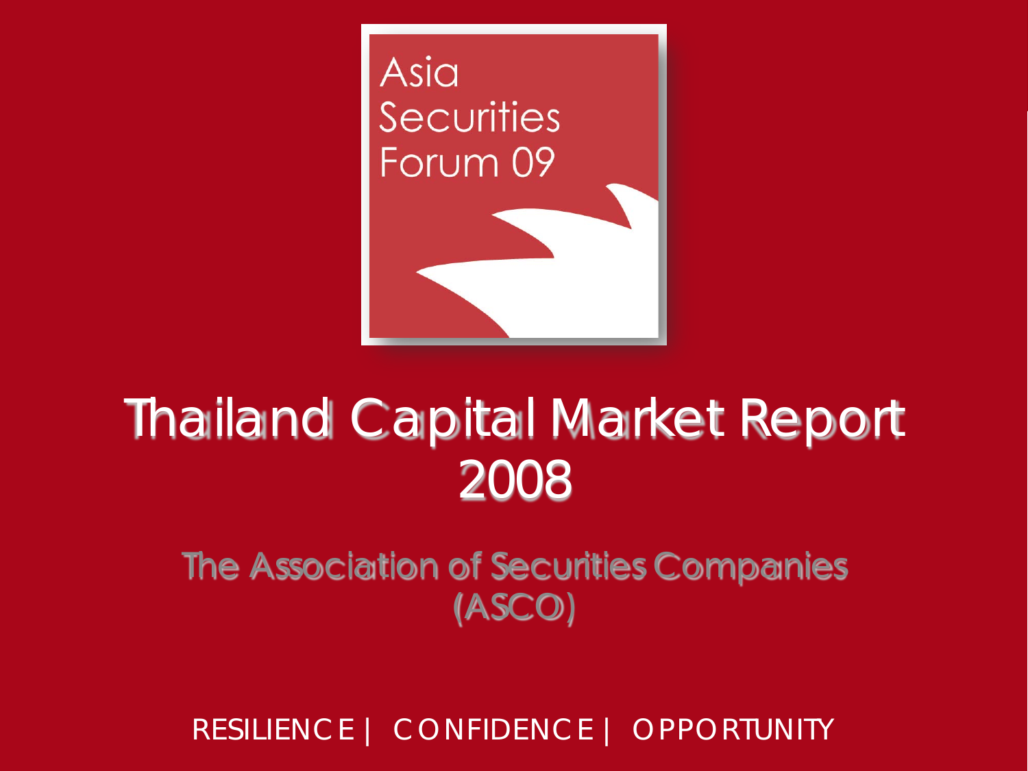Asia Securities Forum 09

# Thailand Capital Market Report 2008

## The Association of Securities Companies (ASCO)

RESILIENCE | CONFIDENCE | OPPORTUNITY